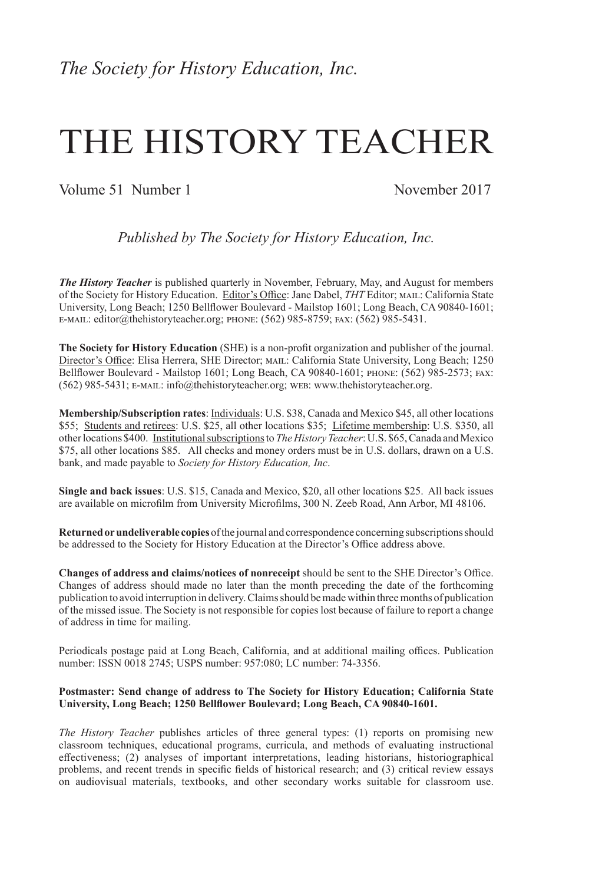*The Society for History Education, Inc.*

# THE HISTORY TEACHER

Volume 51 Number 1 November 2017

*Published by The Society for History Education, Inc.*

***The History Teacher*** is published quarterly in November, February, May, and August for members of the Society for History Education. Editor's Office: Jane Dabel, *THT* Editor; MAIL: California State University, Long Beach; 1250 Bellflower Boulevard - Mailstop 1601; Long Beach, CA 90840-1601; E-MAIL: editor@thehistoryteacher.org; PHONE: (562) 985-8759; FAX: (562) 985-5431.

**The Society for History Education** (SHE) is a non-profit organization and publisher of the journal. Director's Office: Elisa Herrera, SHE Director; MAIL: California State University, Long Beach; 1250 Bellflower Boulevard - Mailstop 1601; Long Beach, CA 90840-1601; PHONE: (562) 985-2573; FAX: (562) 985-5431; E-MAIL: info@thehistoryteacher.org; WEB: www.thehistoryteacher.org.

**Membership/Subscription rates**: Individuals: U.S. $38, Canada and Mexico $45, all other locations $55; Students and retirees: U.S. $25, all other locations $35; Lifetime membership: U.S. $350, all other locations $400. Institutional subscriptions to *The History Teacher*: U.S. $65, Canada and Mexico $75, all other locations $85. All checks and money orders must be in U.S. dollars, drawn on a U.S. bank, and made payable to *Society for History Education, Inc*.

**Single and back issues**: U.S. $15, Canada and Mexico, $20, all other locations $25. All back issues are available on microfilm from University Microfilms, 300 N. Zeeb Road, Ann Arbor, MI 48106.

**Returned or undeliverable copies** of the journal and correspondence concerning subscriptions should be addressed to the Society for History Education at the Director's Office address above.

**Changes of address and claims/notices of nonreceipt** should be sent to the SHE Director's Office. Changes of address should made no later than the month preceding the date of the forthcoming publication to avoid interruption in delivery. Claims should be made within three months of publication of the missed issue. The Society is not responsible for copies lost because of failure to report a change of address in time for mailing.

Periodicals postage paid at Long Beach, California, and at additional mailing offices. Publication number: ISSN 0018 2745; USPS number: 957:080; LC number: 74-3356.

**Postmaster: Send change of address to The Society for History Education; California State University, Long Beach; 1250 Bellflower Boulevard; Long Beach, CA 90840-1601.**

*The History Teacher* publishes articles of three general types: (1) reports on promising new classroom techniques, educational programs, curricula, and methods of evaluating instructional effectiveness; (2) analyses of important interpretations, leading historians, historiographical problems, and recent trends in specific fields of historical research; and (3) critical review essays on audiovisual materials, textbooks, and other secondary works suitable for classroom use.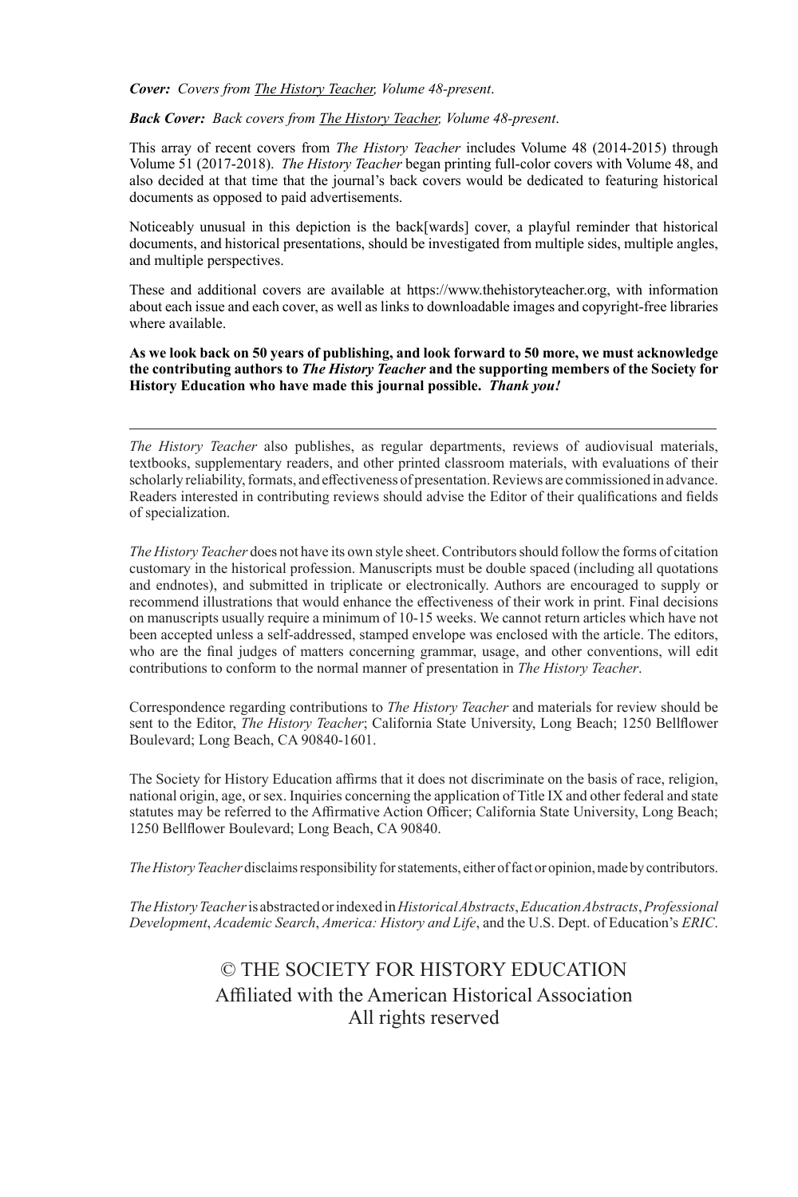***Cover:*** *Covers from* *The History Teacher, Volume 48-present.*

***Back Cover:*** *Back covers from* *The History Teacher, Volume 48-present.*

This array of recent covers from *The History Teacher* includes Volume 48 (2014-2015) through Volume 51 (2017-2018). *The History Teacher* began printing full-color covers with Volume 48, and also decided at that time that the journal's back covers would be dedicated to featuring historical documents as opposed to paid advertisements.

Noticeably unusual in this depiction is the back[wards] cover, a playful reminder that historical documents, and historical presentations, should be investigated from multiple sides, multiple angles, and multiple perspectives.

These and additional covers are available at https://www.thehistoryteacher.org, with information about each issue and each cover, as well as links to downloadable images and copyright-free libraries where available.

**As we look back on 50 years of publishing, and look forward to 50 more, we must acknowledge the contributing authors to *The History Teacher* and the supporting members of the Society for History Education who have made this journal possible. *Thank you!***

---

*The History Teacher* also publishes, as regular departments, reviews of audiovisual materials, textbooks, supplementary readers, and other printed classroom materials, with evaluations of their scholarly reliability, formats, and effectiveness of presentation. Reviews are commissioned in advance. Readers interested in contributing reviews should advise the Editor of their qualifications and fields of specialization.

*The History Teacher* does not have its own style sheet. Contributors should follow the forms of citation customary in the historical profession. Manuscripts must be double spaced (including all quotations and endnotes), and submitted in triplicate or electronically. Authors are encouraged to supply or recommend illustrations that would enhance the effectiveness of their work in print. Final decisions on manuscripts usually require a minimum of 10-15 weeks. We cannot return articles which have not been accepted unless a self-addressed, stamped envelope was enclosed with the article. The editors, who are the final judges of matters concerning grammar, usage, and other conventions, will edit contributions to conform to the normal manner of presentation in *The History Teacher*.

Correspondence regarding contributions to *The History Teacher* and materials for review should be sent to the Editor, *The History Teacher*; California State University, Long Beach; 1250 Bellflower Boulevard; Long Beach, CA 90840-1601.

The Society for History Education affirms that it does not discriminate on the basis of race, religion, national origin, age, or sex. Inquiries concerning the application of Title IX and other federal and state statutes may be referred to the Affirmative Action Officer; California State University, Long Beach; 1250 Bellflower Boulevard; Long Beach, CA 90840.

*The History Teacher* disclaims responsibility for statements, either of fact or opinion, made by contributors.

*The History Teacher* is abstracted or indexed in *Historical Abstracts*, *Education Abstracts*, *Professional Development*, *Academic Search*, *America: History and Life*, and the U.S. Dept. of Education's *ERIC*.

© THE SOCIETY FOR HISTORY EDUCATION
Affiliated with the American Historical Association
All rights reserved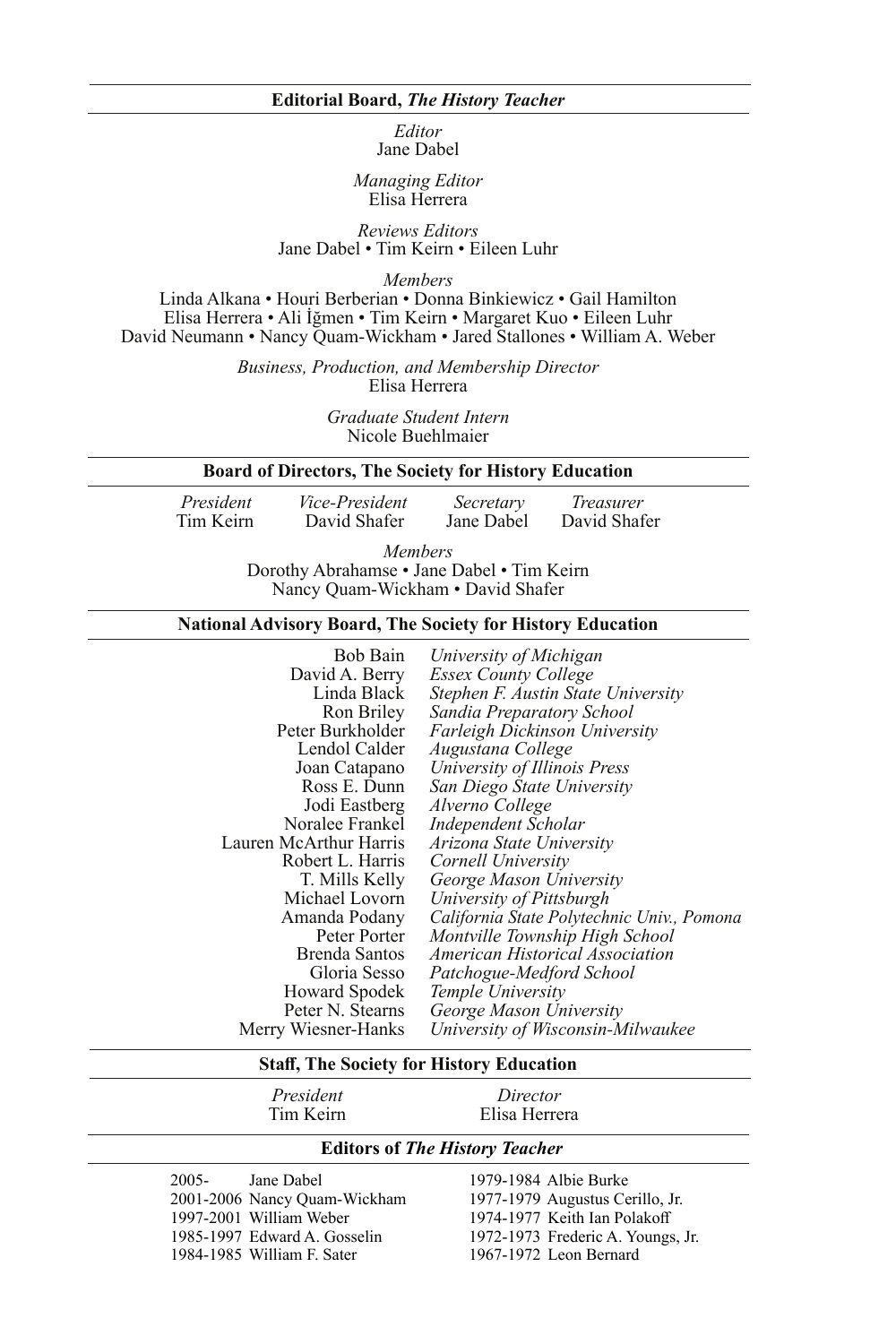## Editorial Board, *The History Teacher*

*Editor*
Jane Dabel

*Managing Editor*
Elisa Herrera

*Reviews Editors*
Jane Dabel • Tim Keirn • Eileen Luhr

*Members*
Linda Alkana • Houri Berberian • Donna Binkiewicz • Gail Hamilton
Elisa Herrera • Ali İğmen • Tim Keirn • Margaret Kuo • Eileen Luhr
David Neumann • Nancy Quam-Wickham • Jared Stallones • William A. Weber

*Business, Production, and Membership Director*
Elisa Herrera

*Graduate Student Intern*
Nicole Buehlmaier

## Board of Directors, The Society for History Education

| *President* | *Vice-President* | *Secretary* | *Treasurer* |
|---|---|---|---|
| Tim Keirn | David Shafer | Jane Dabel | David Shafer |

*Members*
Dorothy Abrahamse • Jane Dabel • Tim Keirn
Nancy Quam-Wickham • David Shafer

## National Advisory Board, The Society for History Education

| | |
|---|---|
| Bob Bain | *University of Michigan* |
| David A. Berry | *Essex County College* |
| Linda Black | *Stephen F. Austin State University* |
| Ron Briley | *Sandia Preparatory School* |
| Peter Burkholder | *Farleigh Dickinson University* |
| Lendol Calder | *Augustana College* |
| Joan Catapano | *University of Illinois Press* |
| Ross E. Dunn | *San Diego State University* |
| Jodi Eastberg | *Alverno College* |
| Noralee Frankel | *Independent Scholar* |
| Lauren McArthur Harris | *Arizona State University* |
| Robert L. Harris | *Cornell University* |
| T. Mills Kelly | *George Mason University* |
| Michael Lovorn | *University of Pittsburgh* |
| Amanda Podany | *California State Polytechnic Univ., Pomona* |
| Peter Porter | *Montville Township High School* |
| Brenda Santos | *American Historical Association* |
| Gloria Sesso | *Patchogue-Medford School* |
| Howard Spodek | *Temple University* |
| Peter N. Stearns | *George Mason University* |
| Merry Wiesner-Hanks | *University of Wisconsin-Milwaukee* |

## Staff, The Society for History Education

| *President* | *Director* |
|---|---|
| Tim Keirn | Elisa Herrera |

## Editors of *The History Teacher*

| | |
|---|---|
| 2005- Jane Dabel | 1979-1984 Albie Burke |
| 2001-2006 Nancy Quam-Wickham | 1977-1979 Augustus Cerillo, Jr. |
| 1997-2001 William Weber | 1974-1977 Keith Ian Polakoff |
| 1985-1997 Edward A. Gosselin | 1972-1973 Frederic A. Youngs, Jr. |
| 1984-1985 William F. Sater | 1967-1972 Leon Bernard |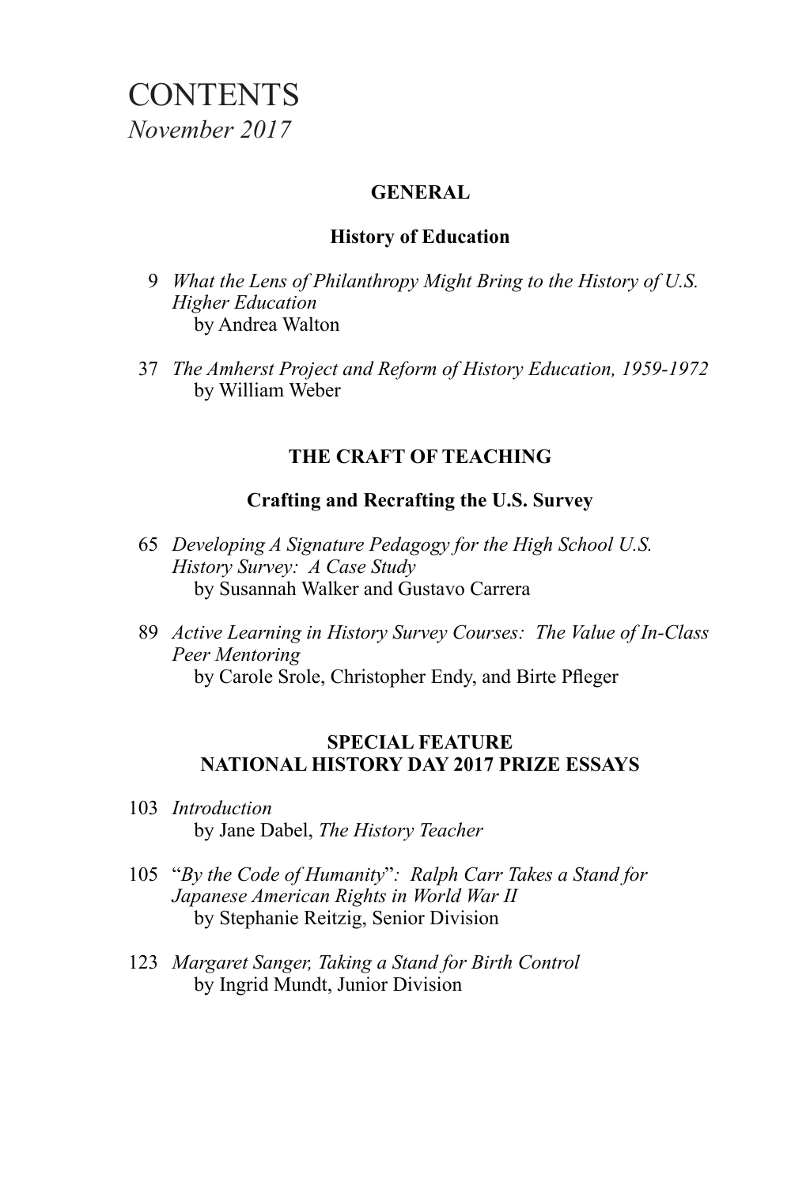# CONTENTS

*November 2017*

## GENERAL

### History of Education

9 *What the Lens of Philanthropy Might Bring to the History of U.S. Higher Education*
by Andrea Walton

37 *The Amherst Project and Reform of History Education, 1959-1972*
by William Weber

## THE CRAFT OF TEACHING

### Crafting and Recrafting the U.S. Survey

65 *Developing A Signature Pedagogy for the High School U.S. History Survey: A Case Study*
by Susannah Walker and Gustavo Carrera

89 *Active Learning in History Survey Courses: The Value of In-Class Peer Mentoring*
by Carole Srole, Christopher Endy, and Birte Pfleger

## SPECIAL FEATURE
## NATIONAL HISTORY DAY 2017 PRIZE ESSAYS

103 *Introduction*
by Jane Dabel, *The History Teacher*

105 "*By the Code of Humanity*"*: Ralph Carr Takes a Stand for Japanese American Rights in World War II*
by Stephanie Reitzig, Senior Division

123 *Margaret Sanger, Taking a Stand for Birth Control*
by Ingrid Mundt, Junior Division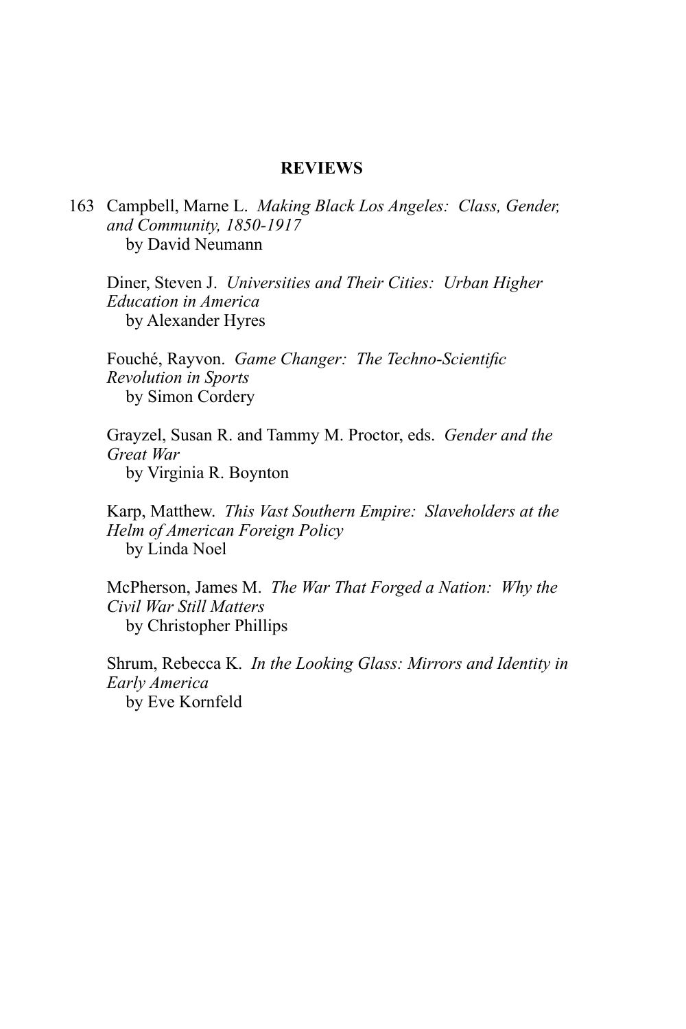**REVIEWS**

163 Campbell, Marne L. *Making Black Los Angeles: Class, Gender, and Community, 1850-1917*
by David Neumann

Diner, Steven J. *Universities and Their Cities: Urban Higher Education in America*
by Alexander Hyres

Fouché, Rayvon. *Game Changer: The Techno-Scientific Revolution in Sports*
by Simon Cordery

Grayzel, Susan R. and Tammy M. Proctor, eds. *Gender and the Great War*
by Virginia R. Boynton

Karp, Matthew. *This Vast Southern Empire: Slaveholders at the Helm of American Foreign Policy*
by Linda Noel

McPherson, James M. *The War That Forged a Nation: Why the Civil War Still Matters*
by Christopher Phillips

Shrum, Rebecca K. *In the Looking Glass: Mirrors and Identity in Early America*
by Eve Kornfeld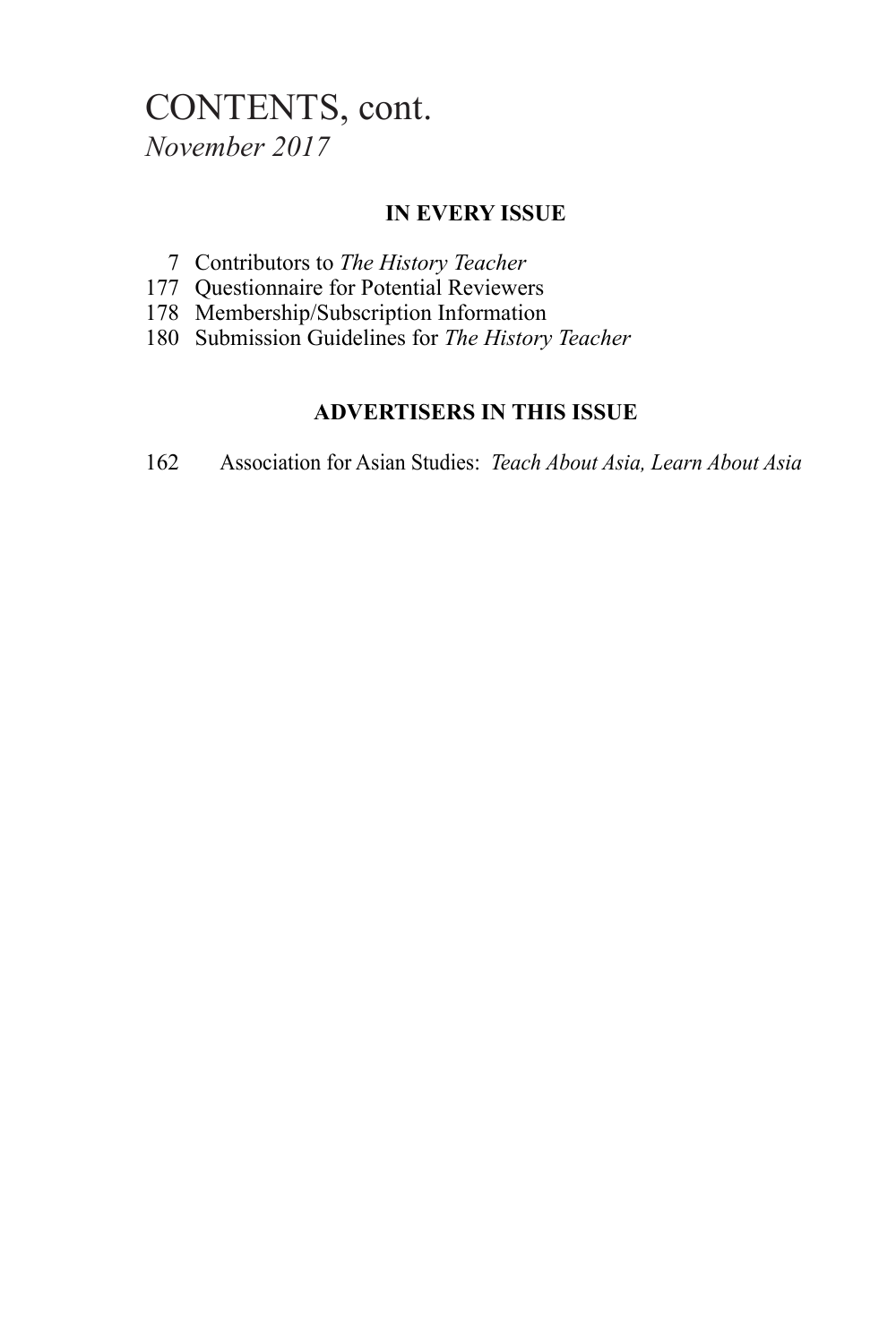# CONTENTS, cont.

*November 2017*

## IN EVERY ISSUE

7 Contributors to *The History Teacher*
177 Questionnaire for Potential Reviewers
178 Membership/Subscription Information
180 Submission Guidelines for *The History Teacher*

## ADVERTISERS IN THIS ISSUE

162 Association for Asian Studies: *Teach About Asia, Learn About Asia*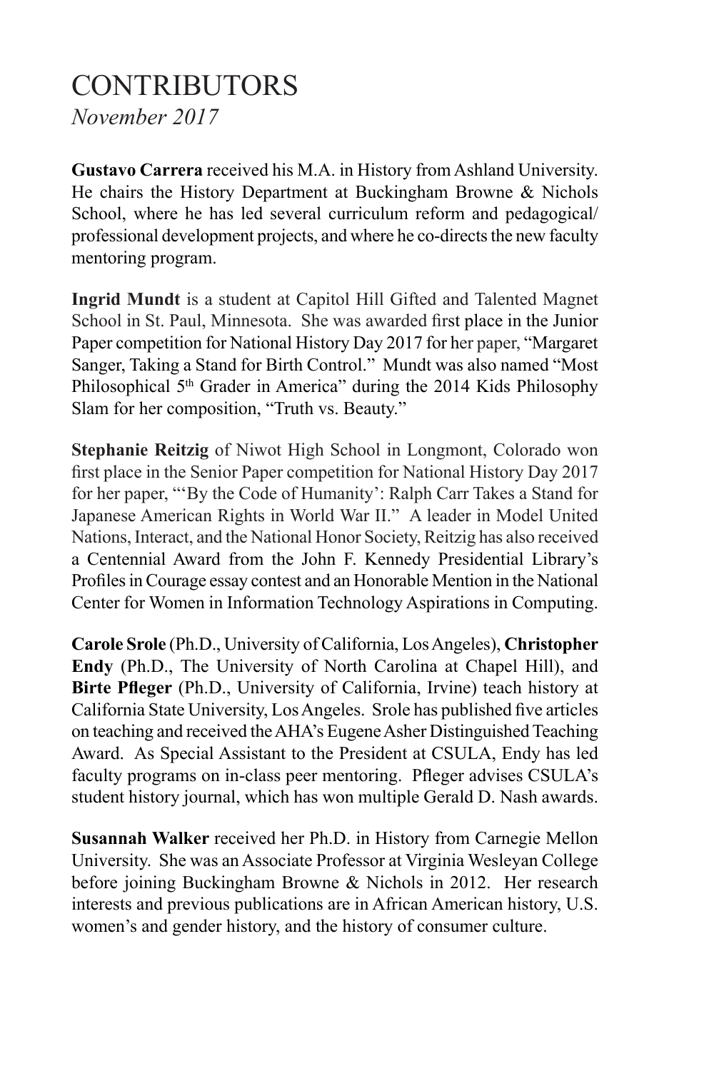# CONTRIBUTORS

*November 2017*

**Gustavo Carrera** received his M.A. in History from Ashland University. He chairs the History Department at Buckingham Browne & Nichols School, where he has led several curriculum reform and pedagogical/ professional development projects, and where he co-directs the new faculty mentoring program.

**Ingrid Mundt** is a student at Capitol Hill Gifted and Talented Magnet School in St. Paul, Minnesota. She was awarded first place in the Junior Paper competition for National History Day 2017 for her paper, "Margaret Sanger, Taking a Stand for Birth Control." Mundt was also named "Most Philosophical 5th Grader in America" during the 2014 Kids Philosophy Slam for her composition, "Truth vs. Beauty."

**Stephanie Reitzig** of Niwot High School in Longmont, Colorado won first place in the Senior Paper competition for National History Day 2017 for her paper, "'By the Code of Humanity': Ralph Carr Takes a Stand for Japanese American Rights in World War II." A leader in Model United Nations, Interact, and the National Honor Society, Reitzig has also received a Centennial Award from the John F. Kennedy Presidential Library's Profiles in Courage essay contest and an Honorable Mention in the National Center for Women in Information Technology Aspirations in Computing.

**Carole Srole** (Ph.D., University of California, Los Angeles), **Christopher Endy** (Ph.D., The University of North Carolina at Chapel Hill), and **Birte Pfleger** (Ph.D., University of California, Irvine) teach history at California State University, Los Angeles. Srole has published five articles on teaching and received the AHA's Eugene Asher Distinguished Teaching Award. As Special Assistant to the President at CSULA, Endy has led faculty programs on in-class peer mentoring. Pfleger advises CSULA's student history journal, which has won multiple Gerald D. Nash awards.

**Susannah Walker** received her Ph.D. in History from Carnegie Mellon University. She was an Associate Professor at Virginia Wesleyan College before joining Buckingham Browne & Nichols in 2012. Her research interests and previous publications are in African American history, U.S. women's and gender history, and the history of consumer culture.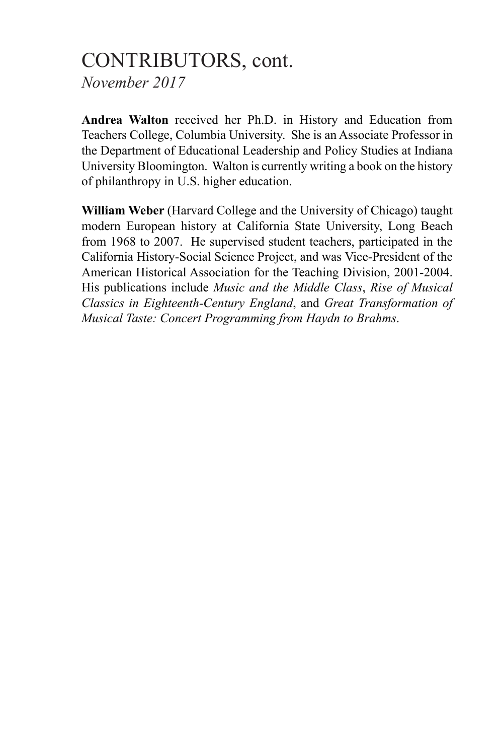# CONTRIBUTORS, cont.

*November 2017*

**Andrea Walton** received her Ph.D. in History and Education from Teachers College, Columbia University. She is an Associate Professor in the Department of Educational Leadership and Policy Studies at Indiana University Bloomington. Walton is currently writing a book on the history of philanthropy in U.S. higher education.

**William Weber** (Harvard College and the University of Chicago) taught modern European history at California State University, Long Beach from 1968 to 2007. He supervised student teachers, participated in the California History-Social Science Project, and was Vice-President of the American Historical Association for the Teaching Division, 2001-2004. His publications include *Music and the Middle Class*, *Rise of Musical Classics in Eighteenth-Century England*, and *Great Transformation of Musical Taste: Concert Programming from Haydn to Brahms*.